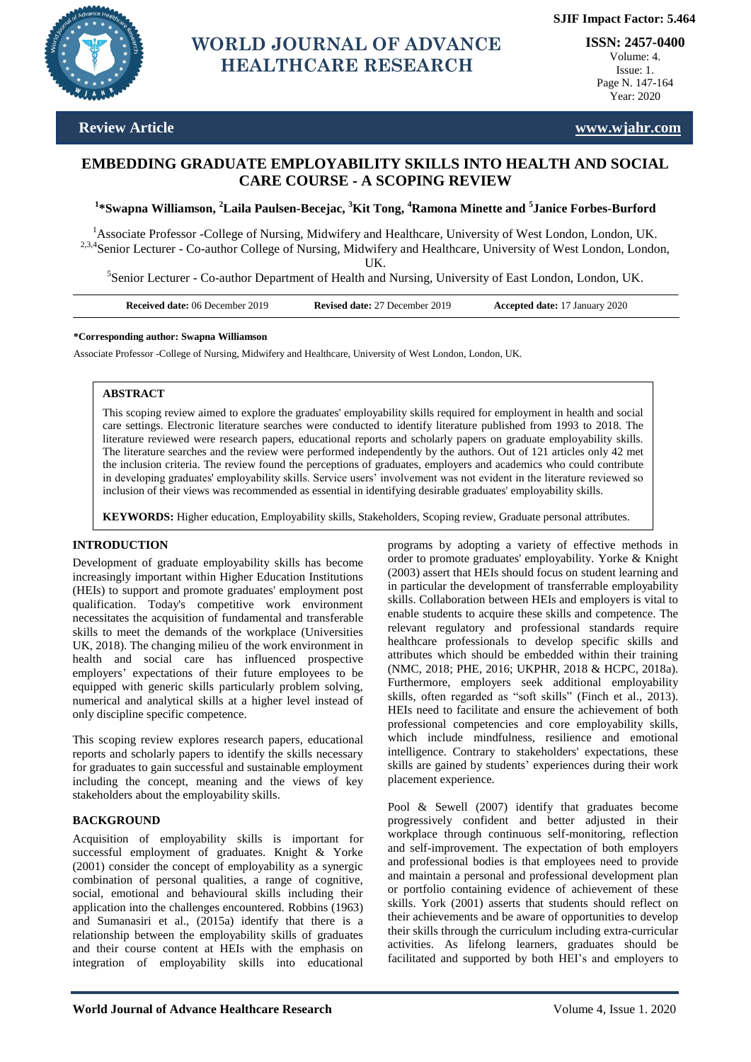**Review Article**

# EMBEDDING GRADUATE EMPLOYABILITY SKILLS INTO HEALTH AND SOCIAL CARE COURSE - A SCOPING REVIEW

[1]***Swapna Williamson**, [2]**Laila Paulsen-Becejac**, [3]**Kit Tong**, [4]**Ramona Minette and** [5]**Janice Forbes-Burford**

[1]Associate Professor -College of Nursing, Midwifery and Healthcare, University of West London, London, UK.
[2,3,4]Senior Lecturer - Co-author College of Nursing, Midwifery and Healthcare, University of West London, London, UK.
[5]Senior Lecturer - Co-author Department of Health and Nursing, University of East London, London, UK.

**Received date:** 06 December 2019 **Revised date:** 27 December 2019 **Accepted date:** 17 January 2020

***Corresponding author: Swapna Williamson**

Associate Professor -College of Nursing, Midwifery and Healthcare, University of West London, London, UK.

## ABSTRACT

This scoping review aimed to explore the graduates' employability skills required for employment in health and social care settings. Electronic literature searches were conducted to identify literature published from 1993 to 2018. The literature reviewed were research papers, educational reports and scholarly papers on graduate employability skills. The literature searches and the review were performed independently by the authors. Out of 121 articles only 42 met the inclusion criteria. The review found the perceptions of graduates, employers and academics who could contribute in developing graduates' employability skills. Service users' involvement was not evident in the literature reviewed so inclusion of their views was recommended as essential in identifying desirable graduates' employability skills.

**KEYWORDS:** Higher education, Employability skills, Stakeholders, Scoping review, Graduate personal attributes.

## INTRODUCTION

Development of graduate employability skills has become increasingly important within Higher Education Institutions (HEIs) to support and promote graduates' employment post qualification. Today's competitive work environment necessitates the acquisition of fundamental and transferable skills to meet the demands of the workplace (Universities UK, 2018). The changing milieu of the work environment in health and social care has influenced prospective employers' expectations of their future employees to be equipped with generic skills particularly problem solving, numerical and analytical skills at a higher level instead of only discipline specific competence.

This scoping review explores research papers, educational reports and scholarly papers to identify the skills necessary for graduates to gain successful and sustainable employment including the concept, meaning and the views of key stakeholders about the employability skills.

## BACKGROUND

Acquisition of employability skills is important for successful employment of graduates. Knight & Yorke (2001) consider the concept of employability as a synergic combination of personal qualities, a range of cognitive, social, emotional and behavioural skills including their application into the challenges encountered. Robbins (1963) and Sumanasiri et al., (2015a) identify that there is a relationship between the employability skills of graduates and their course content at HEIs with the emphasis on integration of employability skills into educational programs by adopting a variety of effective methods in order to promote graduates' employability. Yorke & Knight (2003) assert that HEIs should focus on student learning and in particular the development of transferrable employability skills. Collaboration between HEIs and employers is vital to enable students to acquire these skills and competence. The relevant regulatory and professional standards require healthcare professionals to develop specific skills and attributes which should be embedded within their training (NMC, 2018; PHE, 2016; UKPHR, 2018 & HCPC, 2018a). Furthermore, employers seek additional employability skills, often regarded as "soft skills" (Finch et al., 2013). HEIs need to facilitate and ensure the achievement of both professional competencies and core employability skills, which include mindfulness, resilience and emotional intelligence. Contrary to stakeholders' expectations, these skills are gained by students' experiences during their work placement experience.

Pool & Sewell (2007) identify that graduates become progressively confident and better adjusted in their workplace through continuous self-monitoring, reflection and self-improvement. The expectation of both employers and professional bodies is that employees need to provide and maintain a personal and professional development plan or portfolio containing evidence of achievement of these skills. York (2001) asserts that students should reflect on their achievements and be aware of opportunities to develop their skills through the curriculum including extra-curricular activities. As lifelong learners, graduates should be facilitated and supported by both HEI's and employers to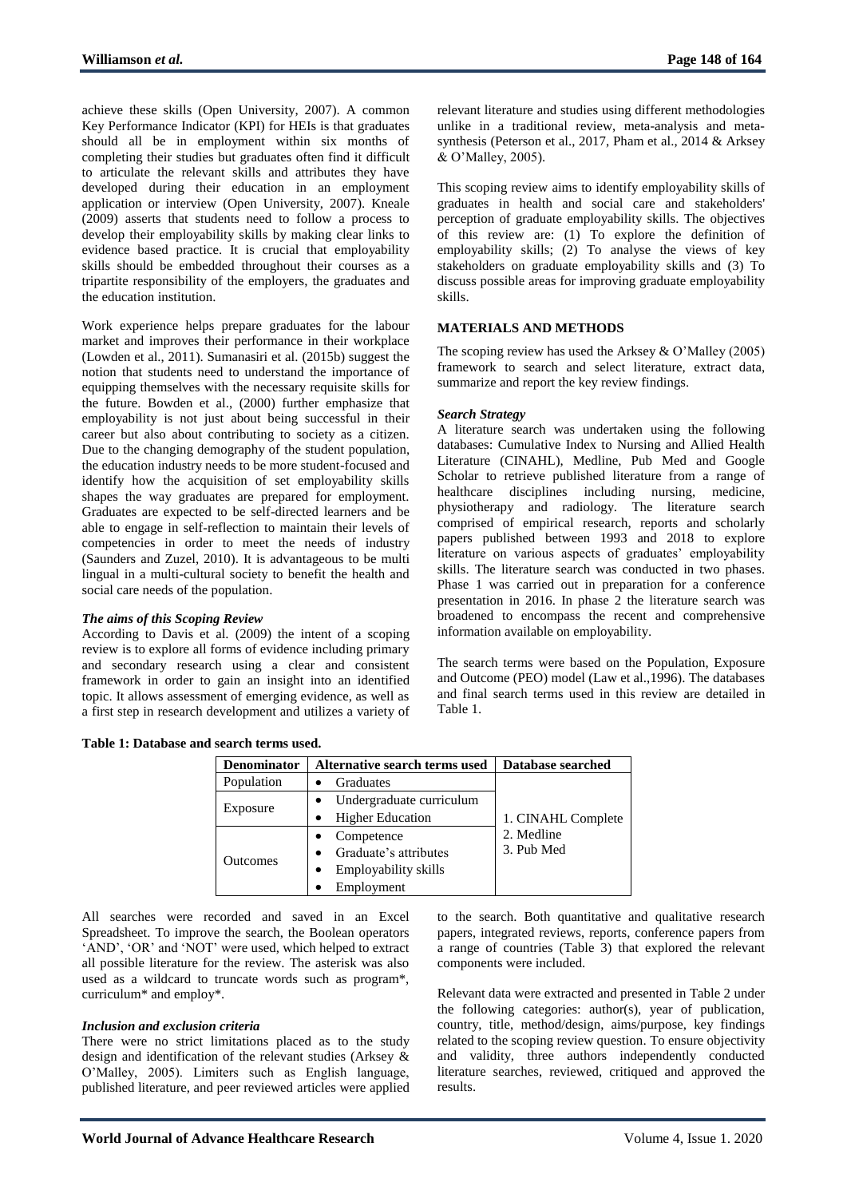achieve these skills (Open University, 2007). A common Key Performance Indicator (KPI) for HEIs is that graduates should all be in employment within six months of completing their studies but graduates often find it difficult to articulate the relevant skills and attributes they have developed during their education in an employment application or interview (Open University, 2007). Kneale (2009) asserts that students need to follow a process to develop their employability skills by making clear links to evidence based practice. It is crucial that employability skills should be embedded throughout their courses as a tripartite responsibility of the employers, the graduates and the education institution.

Work experience helps prepare graduates for the labour market and improves their performance in their workplace (Lowden et al., 2011). Sumanasiri et al. (2015b) suggest the notion that students need to understand the importance of equipping themselves with the necessary requisite skills for the future. Bowden et al., (2000) further emphasize that employability is not just about being successful in their career but also about contributing to society as a citizen. Due to the changing demography of the student population, the education industry needs to be more student-focused and identify how the acquisition of set employability skills shapes the way graduates are prepared for employment. Graduates are expected to be self-directed learners and be able to engage in self-reflection to maintain their levels of competencies in order to meet the needs of industry (Saunders and Zuzel, 2010). It is advantageous to be multi lingual in a multi-cultural society to benefit the health and social care needs of the population.

### *The aims of this Scoping Review*

According to Davis et al. (2009) the intent of a scoping review is to explore all forms of evidence including primary and secondary research using a clear and consistent framework in order to gain an insight into an identified topic. It allows assessment of emerging evidence, as well as a first step in research development and utilizes a variety of relevant literature and studies using different methodologies unlike in a traditional review, meta-analysis and meta-synthesis (Peterson et al., 2017, Pham et al., 2014 & Arksey & O'Malley, 2005).

This scoping review aims to identify employability skills of graduates in health and social care and stakeholders' perception of graduate employability skills. The objectives of this review are: (1) To explore the definition of employability skills; (2) To analyse the views of key stakeholders on graduate employability skills and (3) To discuss possible areas for improving graduate employability skills.

## MATERIALS AND METHODS

The scoping review has used the Arksey & O'Malley (2005) framework to search and select literature, extract data, summarize and report the key review findings.

### *Search Strategy*

A literature search was undertaken using the following databases: Cumulative Index to Nursing and Allied Health Literature (CINAHL), Medline, Pub Med and Google Scholar to retrieve published literature from a range of healthcare disciplines including nursing, medicine, physiotherapy and radiology. The literature search comprised of empirical research, reports and scholarly papers published between 1993 and 2018 to explore literature on various aspects of graduates' employability skills. The literature search was conducted in two phases. Phase 1 was carried out in preparation for a conference presentation in 2016. In phase 2 the literature search was broadened to encompass the recent and comprehensive information available on employability.

The search terms were based on the Population, Exposure and Outcome (PEO) model (Law et al.,1996). The databases and final search terms used in this review are detailed in Table 1.

**Table 1: Database and search terms used.**

| Denominator | Alternative search terms used | Database searched |
|---|---|---|
| Population | • Graduates | 1. CINAHL Complete<br>2. Medline<br>3. Pub Med |
| Exposure | • Undergraduate curriculum<br>• Higher Education | |
| Outcomes | • Competence<br>• Graduate's attributes<br>• Employability skills<br>• Employment | |

All searches were recorded and saved in an Excel Spreadsheet. To improve the search, the Boolean operators 'AND', 'OR' and 'NOT' were used, which helped to extract all possible literature for the review. The asterisk was also used as a wildcard to truncate words such as program*, curriculum* and employ*.

### *Inclusion and exclusion criteria*

There were no strict limitations placed as to the study design and identification of the relevant studies (Arksey & O'Malley, 2005). Limiters such as English language, published literature, and peer reviewed articles were applied to the search. Both quantitative and qualitative research papers, integrated reviews, reports, conference papers from a range of countries (Table 3) that explored the relevant components were included.

Relevant data were extracted and presented in Table 2 under the following categories: author(s), year of publication, country, title, method/design, aims/purpose, key findings related to the scoping review question. To ensure objectivity and validity, three authors independently conducted literature searches, reviewed, critiqued and approved the results.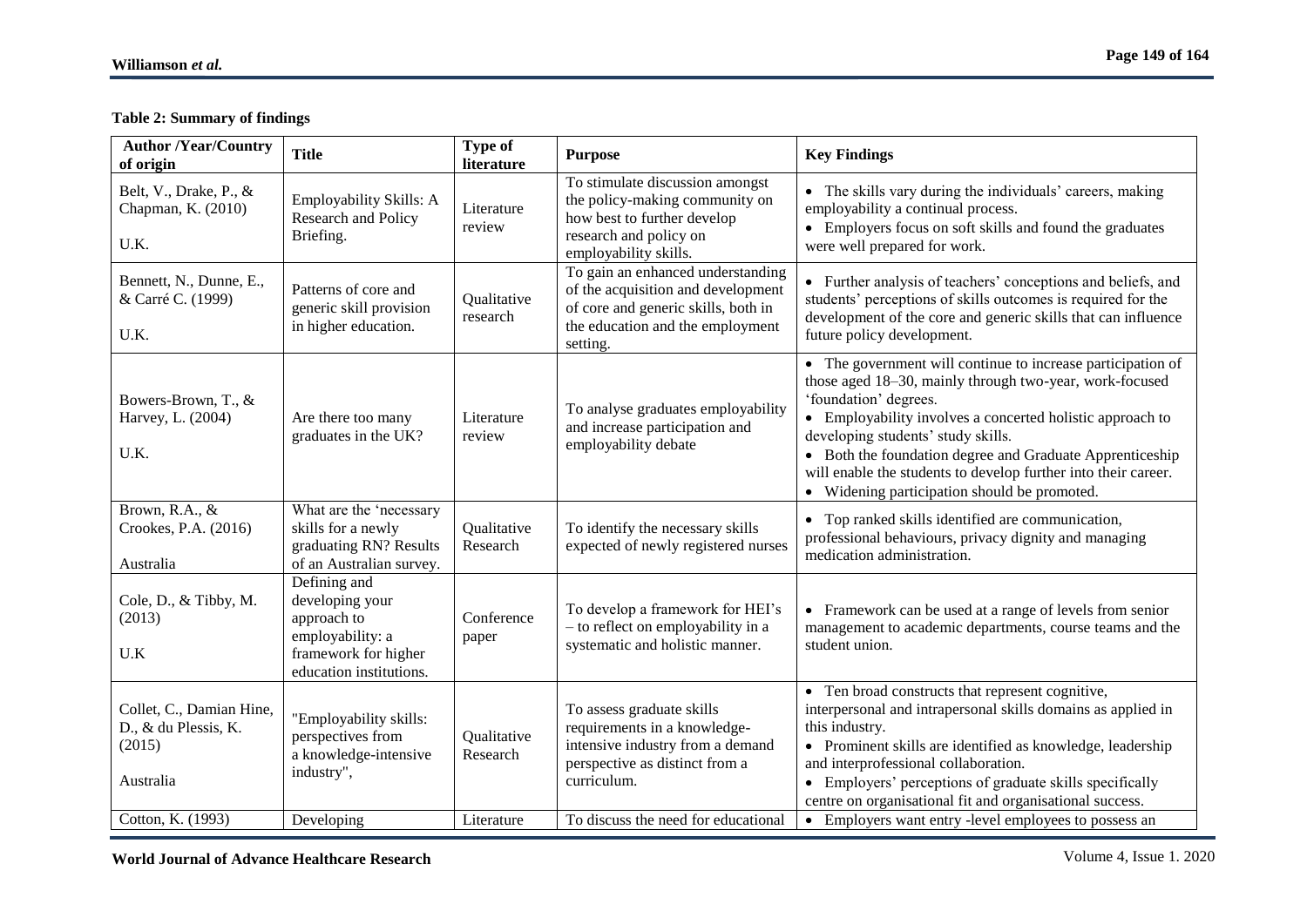**Table 2: Summary of findings**

| Author /Year/Country of origin | Title | Type of literature | Purpose | Key Findings |
|---|---|---|---|---|
| Belt, V., Drake, P., & Chapman, K. (2010) U.K. | Employability Skills: A Research and Policy Briefing. | Literature review | To stimulate discussion amongst the policy-making community on how best to further develop research and policy on employability skills. | • The skills vary during the individuals' careers, making employability a continual process. • Employers focus on soft skills and found the graduates were well prepared for work. |
| Bennett, N., Dunne, E., & Carré C. (1999) U.K. | Patterns of core and generic skill provision in higher education. | Qualitative research | To gain an enhanced understanding of the acquisition and development of core and generic skills, both in the education and the employment setting. | • Further analysis of teachers' conceptions and beliefs, and students' perceptions of skills outcomes is required for the development of the core and generic skills that can influence future policy development. |
| Bowers-Brown, T., & Harvey, L. (2004) U.K. | Are there too many graduates in the UK? | Literature review | To analyse graduates employability and increase participation and employability debate | • The government will continue to increase participation of those aged 18–30, mainly through two-year, work-focused 'foundation' degrees. • Employability involves a concerted holistic approach to developing students' study skills. • Both the foundation degree and Graduate Apprenticeship will enable the students to develop further into their career. • Widening participation should be promoted. |
| Brown, R.A., & Crookes, P.A. (2016) Australia | What are the 'necessary skills for a newly graduating RN? Results of an Australian survey. | Qualitative Research | To identify the necessary skills expected of newly registered nurses | • Top ranked skills identified are communication, professional behaviours, privacy dignity and managing medication administration. |
| Cole, D., & Tibby, M. (2013) U.K | Defining and developing your approach to employability: a framework for higher education institutions. | Conference paper | To develop a framework for HEI's – to reflect on employability in a systematic and holistic manner. | • Framework can be used at a range of levels from senior management to academic departments, course teams and the student union. |
| Collet, C., Damian Hine, D., & du Plessis, K. (2015) Australia | "Employability skills: perspectives from a knowledge-intensive industry", | Qualitative Research | To assess graduate skills requirements in a knowledge-intensive industry from a demand perspective as distinct from a curriculum. | • Ten broad constructs that represent cognitive, interpersonal and intrapersonal skills domains as applied in this industry. • Prominent skills are identified as knowledge, leadership and interprofessional collaboration. • Employers' perceptions of graduate skills specifically centre on organisational fit and organisational success. |
| Cotton, K. (1993) | Developing | Literature | To discuss the need for educational | • Employers want entry -level employees to possess an |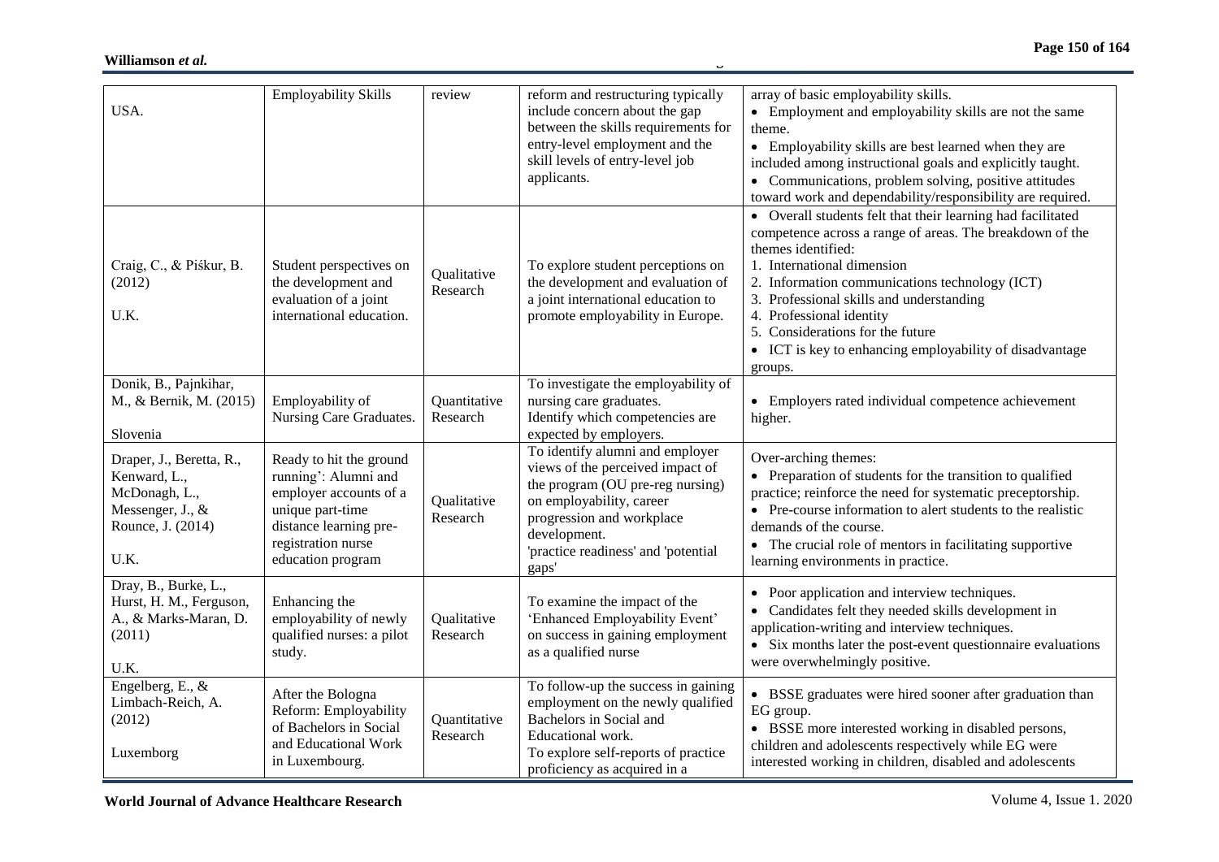| USA. | Employability Skills | review | reform and restructuring typically include concern about the gap between the skills requirements for entry-level employment and the skill levels of entry-level job applicants. | array of basic employability skills.<br>• Employment and employability skills are not the same theme.<br>• Employability skills are best learned when they are included among instructional goals and explicitly taught.<br>• Communications, problem solving, positive attitudes toward work and dependability/responsibility are required. |
|---|---|---|---|---|
| Craig, C., & Piśkur, B. (2012)<br><br>U.K. | Student perspectives on the development and evaluation of a joint international education. | Qualitative Research | To explore student perceptions on the development and evaluation of a joint international education to promote employability in Europe. | • Overall students felt that their learning had facilitated competence across a range of areas. The breakdown of the themes identified:<br>1. International dimension<br>2. Information communications technology (ICT)<br>3. Professional skills and understanding<br>4. Professional identity<br>5. Considerations for the future<br>• ICT is key to enhancing employability of disadvantage groups. |
| Donik, B., Pajnkihar, M., & Bernik, M. (2015)<br><br>Slovenia | Employability of Nursing Care Graduates. | Quantitative Research | To investigate the employability of nursing care graduates.<br>Identify which competencies are expected by employers. | • Employers rated individual competence achievement higher. |
| Draper, J., Beretta, R., Kenward, L., McDonagh, L., Messenger, J., & Rounce, J. (2014)<br><br>U.K. | Ready to hit the ground running': Alumni and employer accounts of a unique part-time distance learning pre-registration nurse education program | Qualitative Research | To identify alumni and employer views of the perceived impact of the program (OU pre-reg nursing) on employability, career progression and workplace development.<br>'practice readiness' and 'potential gaps' | Over-arching themes:<br>• Preparation of students for the transition to qualified practice; reinforce the need for systematic preceptorship.<br>• Pre-course information to alert students to the realistic demands of the course.<br>• The crucial role of mentors in facilitating supportive learning environments in practice. |
| Dray, B., Burke, L., Hurst, H. M., Ferguson, A., & Marks-Maran, D. (2011)<br><br>U.K. | Enhancing the employability of newly qualified nurses: a pilot study. | Qualitative Research | To examine the impact of the 'Enhanced Employability Event' on success in gaining employment as a qualified nurse | • Poor application and interview techniques.<br>• Candidates felt they needed skills development in application-writing and interview techniques.<br>• Six months later the post-event questionnaire evaluations were overwhelmingly positive. |
| Engelberg, E., & Limbach-Reich, A. (2012)<br><br>Luxemborg | After the Bologna Reform: Employability of Bachelors in Social and Educational Work in Luxembourg. | Quantitative Research | To follow-up the success in gaining employment on the newly qualified Bachelors in Social and Educational work.<br>To explore self-reports of practice proficiency as acquired in a | • BSSE graduates were hired sooner after graduation than EG group.<br>• BSSE more interested working in disabled persons, children and adolescents respectively while EG were interested working in children, disabled and adolescents |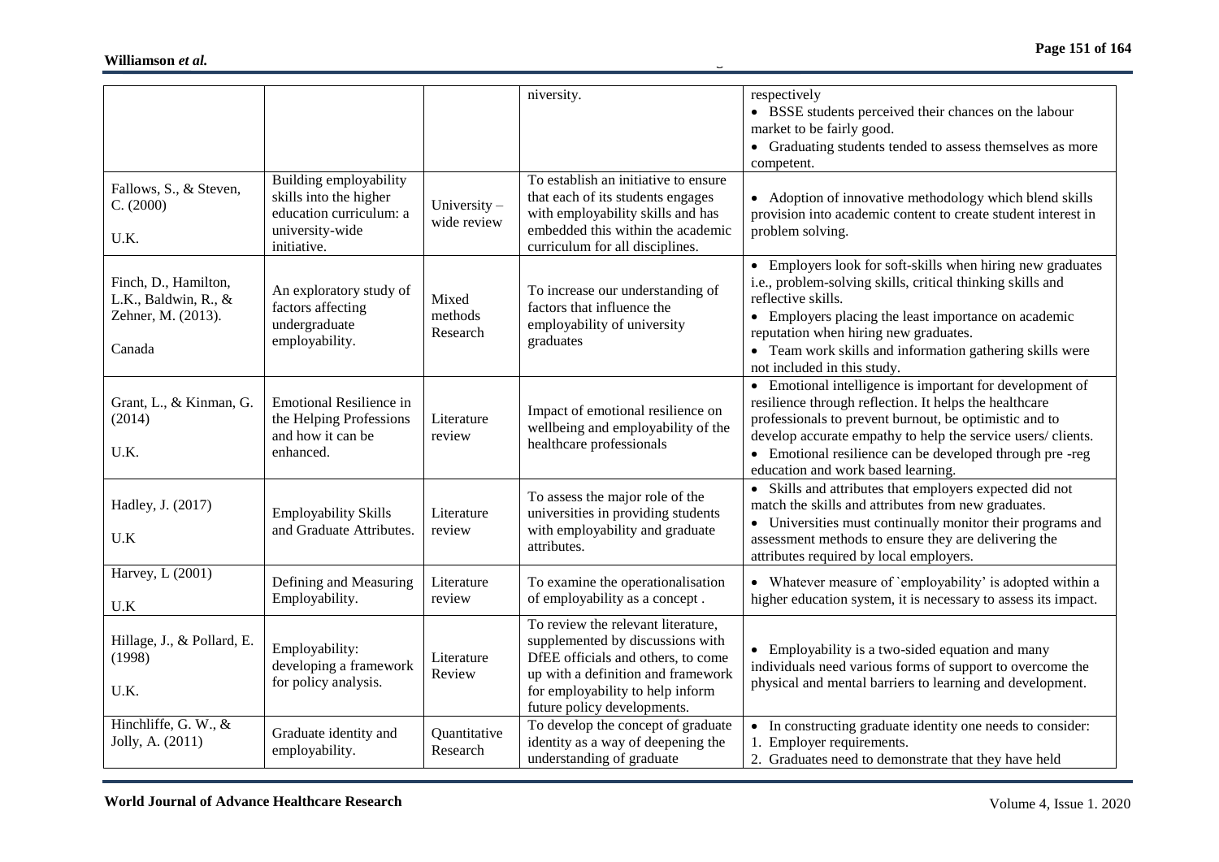| | | | niversity. | respectively<br>• BSSE students perceived their chances on the labour market to be fairly good.<br>• Graduating students tended to assess themselves as more competent. |
|---|---|---|---|---|
| Fallows, S., & Steven, C. (2000)<br><br>U.K. | Building employability skills into the higher education curriculum: a university-wide initiative. | University – wide review | To establish an initiative to ensure that each of its students engages with employability skills and has embedded this within the academic curriculum for all disciplines. | • Adoption of innovative methodology which blend skills provision into academic content to create student interest in problem solving. |
| Finch, D., Hamilton, L.K., Baldwin, R., & Zehner, M. (2013).<br><br>Canada | An exploratory study of factors affecting undergraduate employability. | Mixed methods Research | To increase our understanding of factors that influence the employability of university graduates | • Employers look for soft-skills when hiring new graduates i.e., problem-solving skills, critical thinking skills and reflective skills.<br>• Employers placing the least importance on academic reputation when hiring new graduates.<br>• Team work skills and information gathering skills were not included in this study. |
| Grant, L., & Kinman, G. (2014)<br><br>U.K. | Emotional Resilience in the Helping Professions and how it can be enhanced. | Literature review | Impact of emotional resilience on wellbeing and employability of the healthcare professionals | • Emotional intelligence is important for development of resilience through reflection. It helps the healthcare professionals to prevent burnout, be optimistic and to develop accurate empathy to help the service users/ clients.<br>• Emotional resilience can be developed through pre -reg education and work based learning. |
| Hadley, J. (2017)<br><br>U.K | Employability Skills and Graduate Attributes. | Literature review | To assess the major role of the universities in providing students with employability and graduate attributes. | • Skills and attributes that employers expected did not match the skills and attributes from new graduates.<br>• Universities must continually monitor their programs and assessment methods to ensure they are delivering the attributes required by local employers. |
| Harvey, L (2001)<br><br>U.K | Defining and Measuring Employability. | Literature review | To examine the operationalisation of employability as a concept . | • Whatever measure of `employability' is adopted within a higher education system, it is necessary to assess its impact. |
| Hillage, J., & Pollard, E. (1998)<br><br>U.K. | Employability: developing a framework for policy analysis. | Literature Review | To review the relevant literature, supplemented by discussions with DfEE officials and others, to come up with a definition and framework for employability to help inform future policy developments. | • Employability is a two-sided equation and many individuals need various forms of support to overcome the physical and mental barriers to learning and development. |
| Hinchliffe, G. W., & Jolly, A. (2011) | Graduate identity and employability. | Quantitative Research | To develop the concept of graduate identity as a way of deepening the understanding of graduate | • In constructing graduate identity one needs to consider:<br>1. Employer requirements.<br>2. Graduates need to demonstrate that they have held |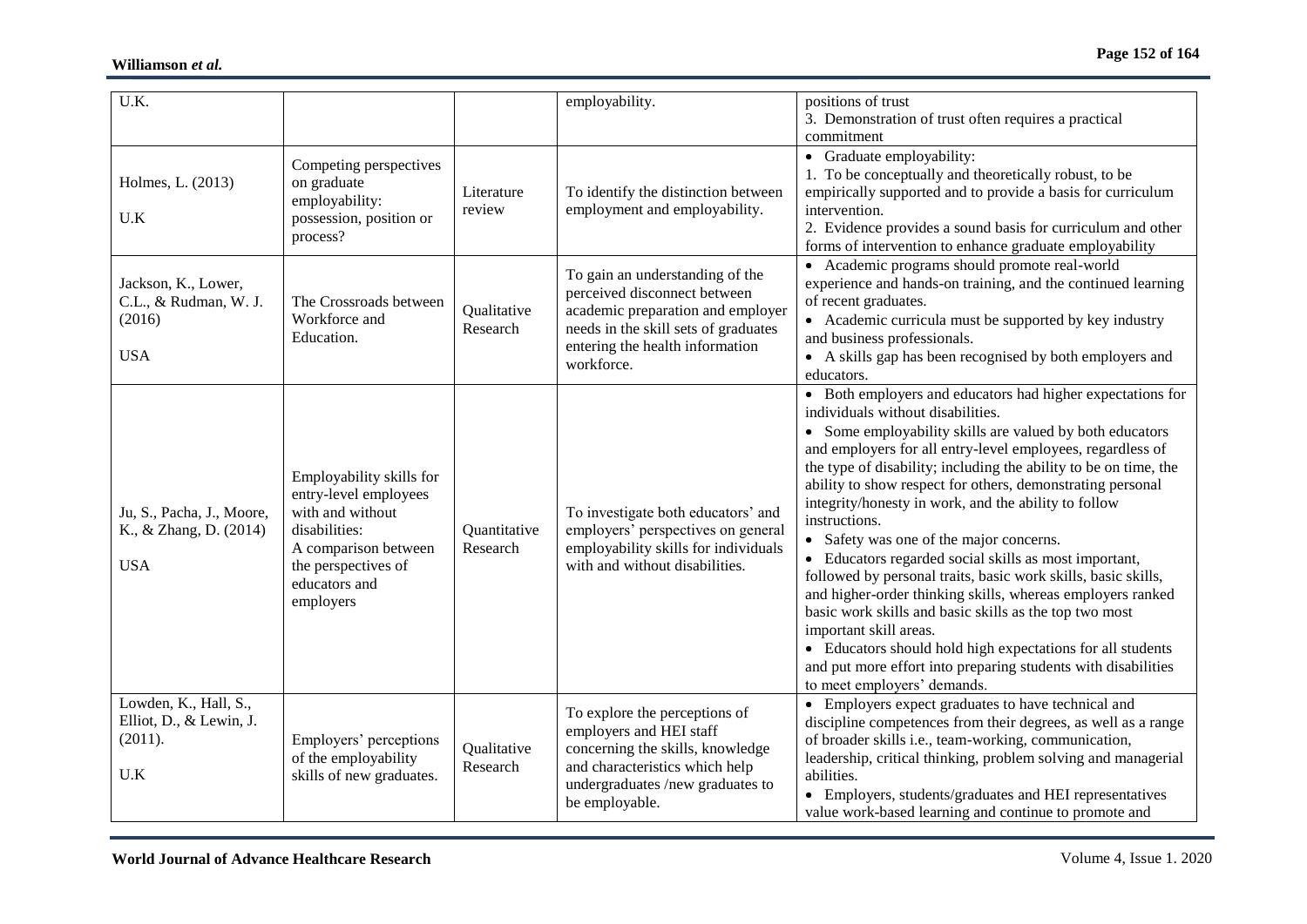| U.K. | | | employability. | positions of trust<br>3. Demonstration of trust often requires a practical commitment |
|---|---|---|---|---|
| Holmes, L. (2013)<br><br>U.K | Competing perspectives on graduate employability: possession, position or process? | Literature review | To identify the distinction between employment and employability. | • Graduate employability:<br>1. To be conceptually and theoretically robust, to be empirically supported and to provide a basis for curriculum intervention.<br>2. Evidence provides a sound basis for curriculum and other forms of intervention to enhance graduate employability |
| Jackson, K., Lower, C.L., & Rudman, W. J. (2016)<br><br>USA | The Crossroads between Workforce and Education. | Qualitative Research | To gain an understanding of the perceived disconnect between academic preparation and employer needs in the skill sets of graduates entering the health information workforce. | • Academic programs should promote real-world experience and hands-on training, and the continued learning of recent graduates.<br>• Academic curricula must be supported by key industry and business professionals.<br>• A skills gap has been recognised by both employers and educators. |
| Ju, S., Pacha, J., Moore, K., & Zhang, D. (2014)<br><br>USA | Employability skills for entry-level employees with and without disabilities: A comparison between the perspectives of educators and employers | Quantitative Research | To investigate both educators' and employers' perspectives on general employability skills for individuals with and without disabilities. | • Both employers and educators had higher expectations for individuals without disabilities.<br>• Some employability skills are valued by both educators and employers for all entry-level employees, regardless of the type of disability; including the ability to be on time, the ability to show respect for others, demonstrating personal integrity/honesty in work, and the ability to follow instructions.<br>• Safety was one of the major concerns.<br>• Educators regarded social skills as most important, followed by personal traits, basic work skills, basic skills, and higher-order thinking skills, whereas employers ranked basic work skills and basic skills as the top two most important skill areas.<br>• Educators should hold high expectations for all students and put more effort into preparing students with disabilities to meet employers' demands. |
| Lowden, K., Hall, S., Elliot, D., & Lewin, J. (2011).<br><br>U.K | Employers' perceptions of the employability skills of new graduates. | Qualitative Research | To explore the perceptions of employers and HEI staff concerning the skills, knowledge and characteristics which help undergraduates /new graduates to be employable. | • Employers expect graduates to have technical and discipline competences from their degrees, as well as a range of broader skills i.e., team-working, communication, leadership, critical thinking, problem solving and managerial abilities.<br>• Employers, students/graduates and HEI representatives value work-based learning and continue to promote and |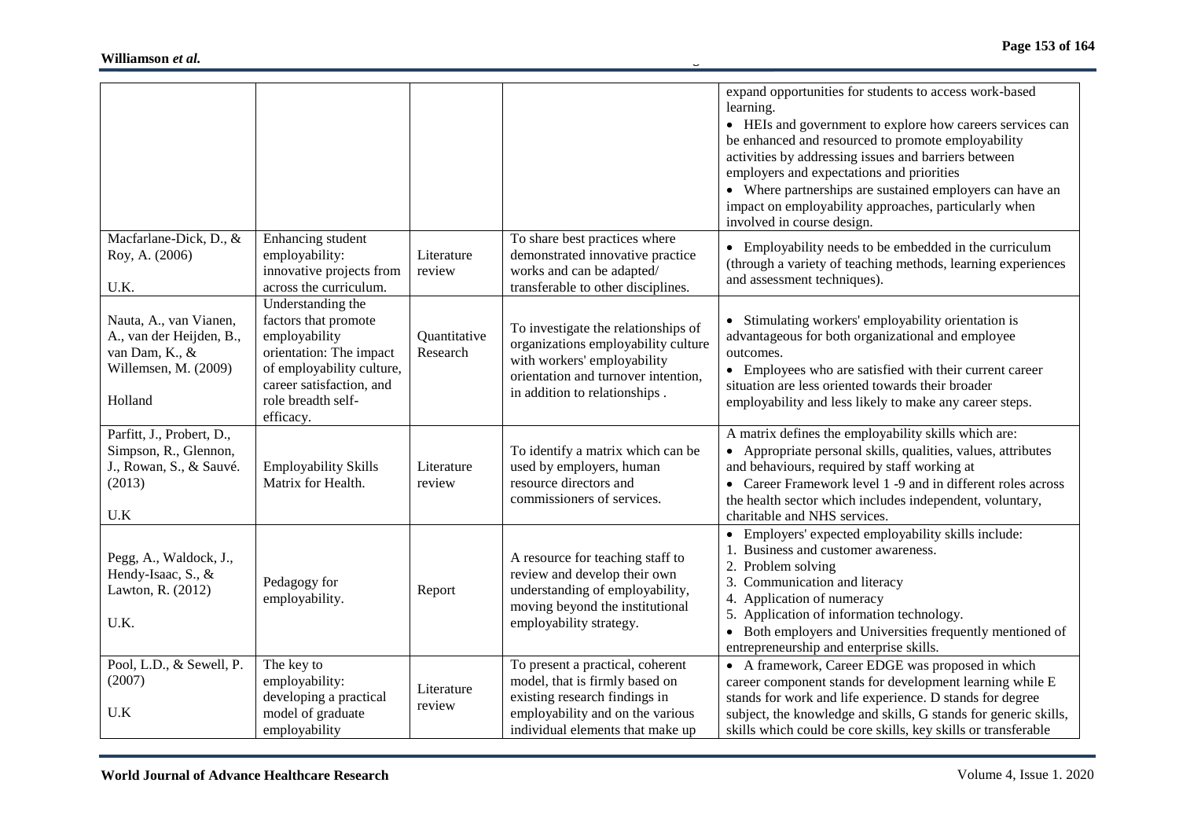| | | | | expand opportunities for students to access work-based learning.<br>• HEIs and government to explore how careers services can be enhanced and resourced to promote employability activities by addressing issues and barriers between employers and expectations and priorities<br>• Where partnerships are sustained employers can have an impact on employability approaches, particularly when involved in course design. |
|---|---|---|---|---|
| Macfarlane-Dick, D., & Roy, A. (2006)<br><br>U.K. | Enhancing student employability: innovative projects from across the curriculum. | Literature review | To share best practices where demonstrated innovative practice works and can be adapted/ transferable to other disciplines. | • Employability needs to be embedded in the curriculum (through a variety of teaching methods, learning experiences and assessment techniques). |
| Nauta, A., van Vianen, A., van der Heijden, B., van Dam, K., & Willemsen, M. (2009)<br><br>Holland | Understanding the factors that promote employability orientation: The impact of employability culture, career satisfaction, and role breadth self-efficacy. | Quantitative Research | To investigate the relationships of organizations employability culture with workers' employability orientation and turnover intention, in addition to relationships . | • Stimulating workers' employability orientation is advantageous for both organizational and employee outcomes.<br>• Employees who are satisfied with their current career situation are less oriented towards their broader employability and less likely to make any career steps. |
| Parfitt, J., Probert, D., Simpson, R., Glennon, J., Rowan, S., & Sauvé. (2013)<br><br>U.K | Employability Skills Matrix for Health. | Literature review | To identify a matrix which can be used by employers, human resource directors and commissioners of services. | A matrix defines the employability skills which are:<br>• Appropriate personal skills, qualities, values, attributes and behaviours, required by staff working at<br>• Career Framework level 1 -9 and in different roles across the health sector which includes independent, voluntary, charitable and NHS services. |
| Pegg, A., Waldock, J., Hendy-Isaac, S., & Lawton, R. (2012)<br><br>U.K. | Pedagogy for employability. | Report | A resource for teaching staff to review and develop their own understanding of employability, moving beyond the institutional employability strategy. | • Employers' expected employability skills include:<br>1. Business and customer awareness.<br>2. Problem solving<br>3. Communication and literacy<br>4. Application of numeracy<br>5. Application of information technology.<br>• Both employers and Universities frequently mentioned of entrepreneurship and enterprise skills. |
| Pool, L.D., & Sewell, P. (2007)<br><br>U.K | The key to employability: developing a practical model of graduate employability | Literature review | To present a practical, coherent model, that is firmly based on existing research findings in employability and on the various individual elements that make up | • A framework, Career EDGE was proposed in which career component stands for development learning while E stands for work and life experience. D stands for degree subject, the knowledge and skills, G stands for generic skills, skills which could be core skills, key skills or transferable |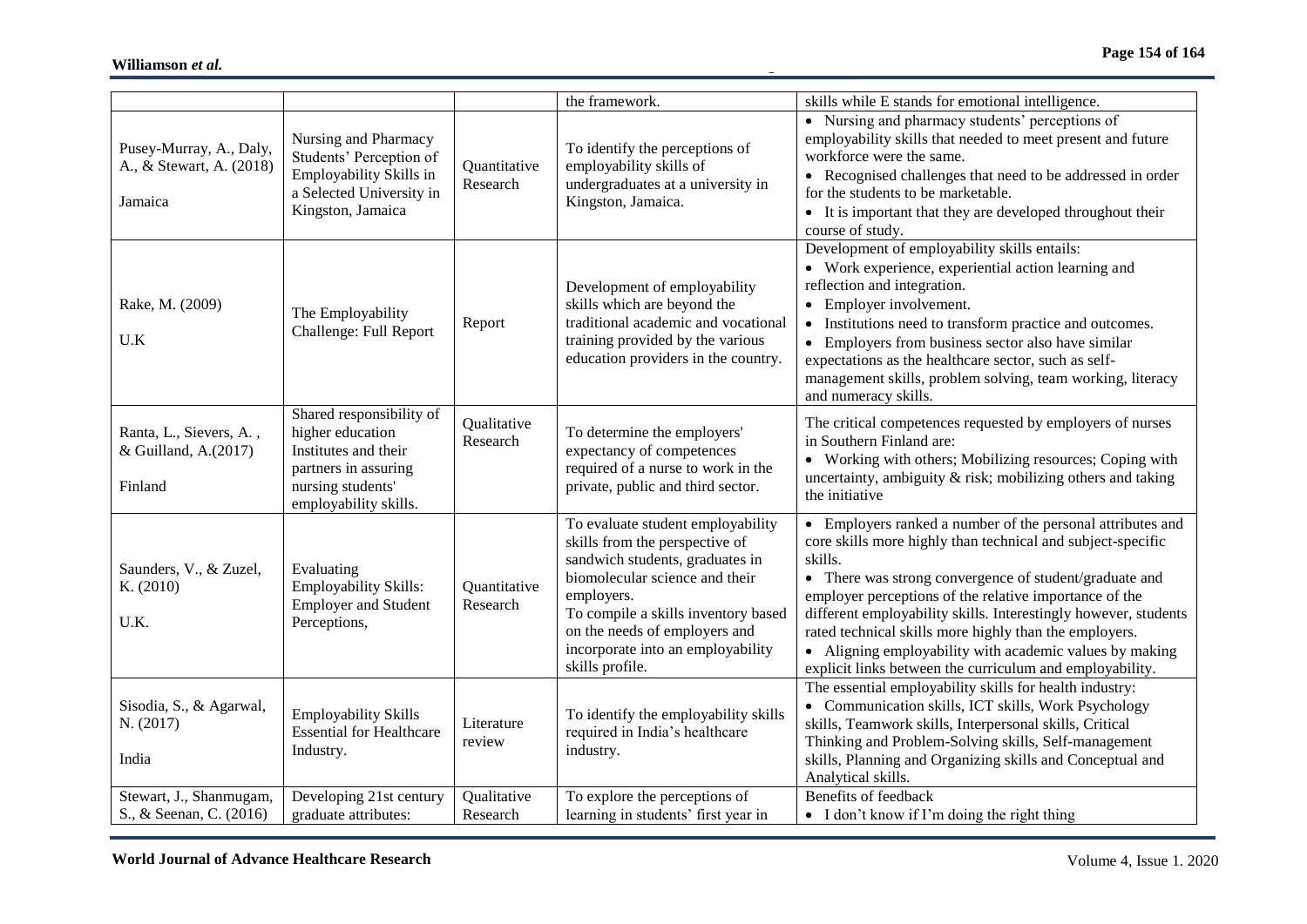| | | | the framework. | skills while E stands for emotional intelligence. |
|---|---|---|---|---|
| Pusey-Murray, A., Daly, A., & Stewart, A. (2018)<br><br>Jamaica | Nursing and Pharmacy Students' Perception of Employability Skills in a Selected University in Kingston, Jamaica | Quantitative Research | To identify the perceptions of employability skills of undergraduates at a university in Kingston, Jamaica. | • Nursing and pharmacy students' perceptions of employability skills that needed to meet present and future workforce were the same.<br>• Recognised challenges that need to be addressed in order for the students to be marketable.<br>• It is important that they are developed throughout their course of study. |
| Rake, M. (2009)<br><br>U.K | The Employability Challenge: Full Report | Report | Development of employability skills which are beyond the traditional academic and vocational training provided by the various education providers in the country. | Development of employability skills entails:<br>• Work experience, experiential action learning and reflection and integration.<br>• Employer involvement.<br>• Institutions need to transform practice and outcomes.<br>• Employers from business sector also have similar expectations as the healthcare sector, such as self-management skills, problem solving, team working, literacy and numeracy skills. |
| Ranta, L., Sievers, A. , & Guilland, A.(2017)<br><br>Finland | Shared responsibility of higher education Institutes and their partners in assuring nursing students' employability skills. | Qualitative Research | To determine the employers' expectancy of competences required of a nurse to work in the private, public and third sector. | The critical competences requested by employers of nurses in Southern Finland are:<br>• Working with others; Mobilizing resources; Coping with uncertainty, ambiguity & risk; mobilizing others and taking the initiative |
| Saunders, V., & Zuzel, K. (2010)<br><br>U.K. | Evaluating Employability Skills: Employer and Student Perceptions, | Quantitative Research | To evaluate student employability skills from the perspective of sandwich students, graduates in biomolecular science and their employers.<br>To compile a skills inventory based on the needs of employers and incorporate into an employability skills profile. | • Employers ranked a number of the personal attributes and core skills more highly than technical and subject-specific skills.<br>• There was strong convergence of student/graduate and employer perceptions of the relative importance of the different employability skills. Interestingly however, students rated technical skills more highly than the employers.<br>• Aligning employability with academic values by making explicit links between the curriculum and employability. |
| Sisodia, S., & Agarwal, N. (2017)<br><br>India | Employability Skills Essential for Healthcare Industry. | Literature review | To identify the employability skills required in India's healthcare industry. | The essential employability skills for health industry:<br>• Communication skills, ICT skills, Work Psychology skills, Teamwork skills, Interpersonal skills, Critical Thinking and Problem-Solving skills, Self-management skills, Planning and Organizing skills and Conceptual and Analytical skills. |
| Stewart, J., Shanmugam, S., & Seenan, C. (2016) | Developing 21st century graduate attributes: | Qualitative Research | To explore the perceptions of learning in students' first year in | Benefits of feedback<br>• I don't know if I'm doing the right thing |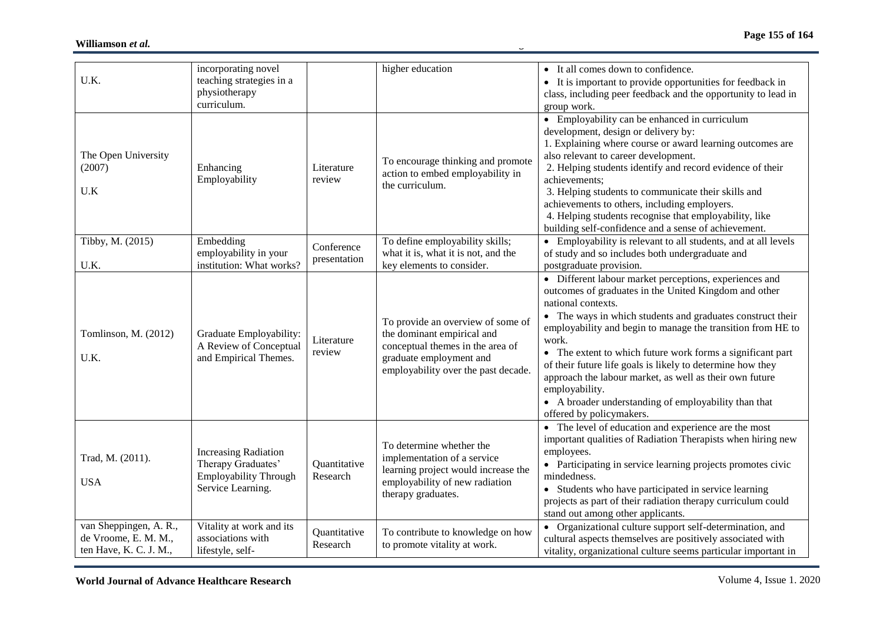| | | | | |
|---|---|---|---|---|
| U.K. | incorporating novel teaching strategies in a physiotherapy curriculum. | | higher education | • It all comes down to confidence.<br>• It is important to provide opportunities for feedback in class, including peer feedback and the opportunity to lead in group work. |
| The Open University (2007)<br><br>U.K | Enhancing Employability | Literature review | To encourage thinking and promote action to embed employability in the curriculum. | • Employability can be enhanced in curriculum development, design or delivery by:<br>1. Explaining where course or award learning outcomes are also relevant to career development.<br>2. Helping students identify and record evidence of their achievements;<br>3. Helping students to communicate their skills and achievements to others, including employers.<br>4. Helping students recognise that employability, like building self-confidence and a sense of achievement. |
| Tibby, M. (2015)<br><br>U.K. | Embedding employability in your institution: What works? | Conference presentation | To define employability skills; what it is, what it is not, and the key elements to consider. | • Employability is relevant to all students, and at all levels of study and so includes both undergraduate and postgraduate provision. |
| Tomlinson, M. (2012)<br><br>U.K. | Graduate Employability: A Review of Conceptual and Empirical Themes. | Literature review | To provide an overview of some of the dominant empirical and conceptual themes in the area of graduate employment and employability over the past decade. | • Different labour market perceptions, experiences and outcomes of graduates in the United Kingdom and other national contexts.<br>• The ways in which students and graduates construct their employability and begin to manage the transition from HE to work.<br>• The extent to which future work forms a significant part of their future life goals is likely to determine how they approach the labour market, as well as their own future employability.<br>• A broader understanding of employability than that offered by policymakers. |
| Trad, M. (2011).<br><br>USA | Increasing Radiation Therapy Graduates' Employability Through Service Learning. | Quantitative Research | To determine whether the implementation of a service learning project would increase the employability of new radiation therapy graduates. | • The level of education and experience are the most important qualities of Radiation Therapists when hiring new employees.<br>• Participating in service learning projects promotes civic mindedness.<br>• Students who have participated in service learning projects as part of their radiation therapy curriculum could stand out among other applicants. |
| van Scheppingen, A. R., de Vroome, E. M. M., ten Have, K. C. J. M., | Vitality at work and its associations with lifestyle, self- | Quantitative Research | To contribute to knowledge on how to promote vitality at work. | • Organizational culture support self-determination, and cultural aspects themselves are positively associated with vitality, organizational culture seems particular important in |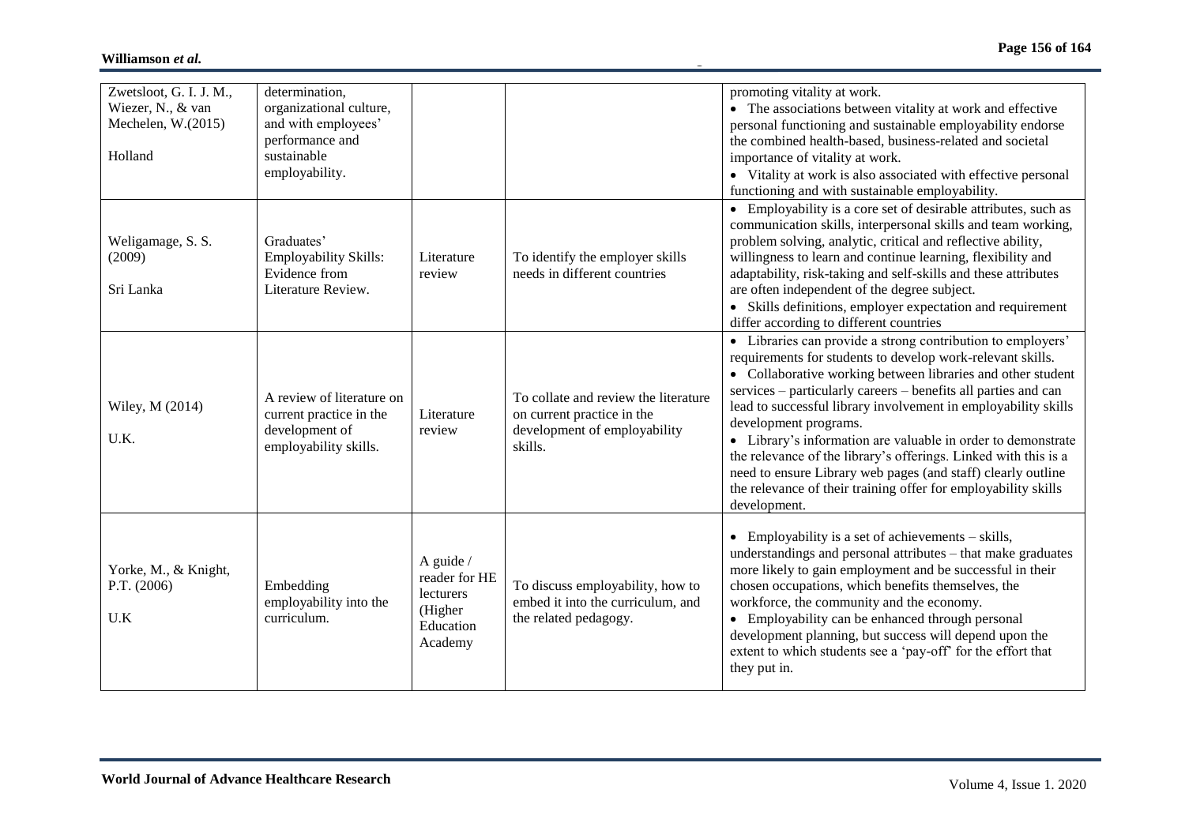| | | | | |
|---|---|---|---|---|
| Zwetsloot, G. I. J. M., Wiezer, N., & van Mechelen, W.(2015)<br><br>Holland | determination, organizational culture, and with employees' performance and sustainable employability. | | | promoting vitality at work.<br>• The associations between vitality at work and effective personal functioning and sustainable employability endorse the combined health-based, business-related and societal importance of vitality at work.<br>• Vitality at work is also associated with effective personal functioning and with sustainable employability. |
| Weligamage, S. S. (2009)<br><br>Sri Lanka | Graduates' Employability Skills: Evidence from Literature Review. | Literature review | To identify the employer skills needs in different countries | • Employability is a core set of desirable attributes, such as communication skills, interpersonal skills and team working, problem solving, analytic, critical and reflective ability, willingness to learn and continue learning, flexibility and adaptability, risk-taking and self-skills and these attributes are often independent of the degree subject.<br>• Skills definitions, employer expectation and requirement differ according to different countries |
| Wiley, M (2014)<br><br>U.K. | A review of literature on current practice in the development of employability skills. | Literature review | To collate and review the literature on current practice in the development of employability skills. | • Libraries can provide a strong contribution to employers' requirements for students to develop work-relevant skills.<br>• Collaborative working between libraries and other student services – particularly careers – benefits all parties and can lead to successful library involvement in employability skills development programs.<br>• Library's information are valuable in order to demonstrate the relevance of the library's offerings. Linked with this is a need to ensure Library web pages (and staff) clearly outline the relevance of their training offer for employability skills development. |
| Yorke, M., & Knight, P.T. (2006)<br><br>U.K | Embedding employability into the curriculum. | A guide / reader for HE lecturers (Higher Education Academy | To discuss employability, how to embed it into the curriculum, and the related pedagogy. | • Employability is a set of achievements – skills, understandings and personal attributes – that make graduates more likely to gain employment and be successful in their chosen occupations, which benefits themselves, the workforce, the community and the economy.<br>• Employability can be enhanced through personal development planning, but success will depend upon the extent to which students see a 'pay-off' for the effort that they put in. |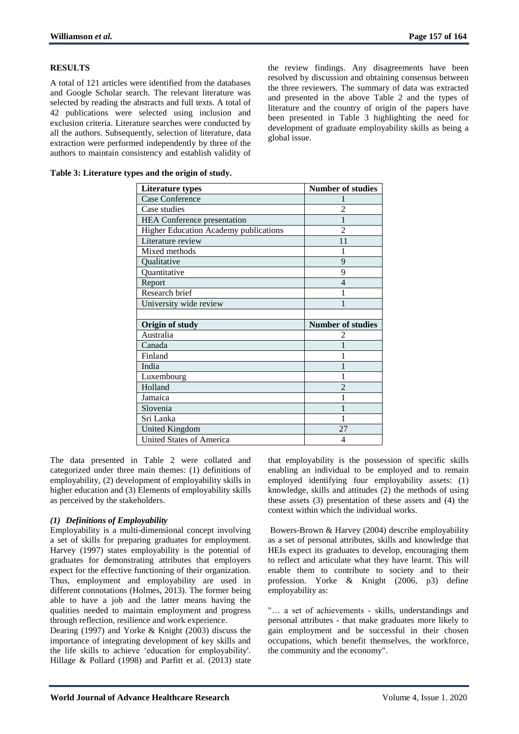## RESULTS

A total of 121 articles were identified from the databases and Google Scholar search. The relevant literature was selected by reading the abstracts and full texts. A total of 42 publications were selected using inclusion and exclusion criteria. Literature searches were conducted by all the authors. Subsequently, selection of literature, data extraction were performed independently by three of the authors to maintain consistency and establish validity of the review findings. Any disagreements have been resolved by discussion and obtaining consensus between the three reviewers. The summary of data was extracted and presented in the above Table 2 and the types of literature and the country of origin of the papers have been presented in Table 3 highlighting the need for development of graduate employability skills as being a global issue.

**Table 3: Literature types and the origin of study.**

| Literature types | Number of studies |
|---|---|
| Case Conference | 1 |
| Case studies | 2 |
| HEA Conference presentation | 1 |
| Higher Education Academy publications | 2 |
| Literature review | 11 |
| Mixed methods | 1 |
| Qualitative | 9 |
| Quantitative | 9 |
| Report | 4 |
| Research brief | 1 |
| University wide review | 1 |
| | |
| **Origin of study** | **Number of studies** |
| Australia | 2 |
| Canada | 1 |
| Finland | 1 |
| India | 1 |
| Luxembourg | 1 |
| Holland | 2 |
| Jamaica | 1 |
| Slovenia | 1 |
| Sri Lanka | 1 |
| United Kingdom | 27 |
| United States of America | 4 |

The data presented in Table 2 were collated and categorized under three main themes: (1) definitions of employability, (2) development of employability skills in higher education and (3) Elements of employability skills as perceived by the stakeholders.

### *(1) Definitions of Employability*

Employability is a multi-dimensional concept involving a set of skills for preparing graduates for employment. Harvey (1997) states employability is the potential of graduates for demonstrating attributes that employers expect for the effective functioning of their organization. Thus, employment and employability are used in different connotations (Holmes, 2013). The former being able to have a job and the latter means having the qualities needed to maintain employment and progress through reflection, resilience and work experience.

Dearing (1997) and Yorke & Knight (2003) discuss the importance of integrating development of key skills and the life skills to achieve 'education for employability'. Hillage & Pollard (1998) and Parfitt et al. (2013) state that employability is the possession of specific skills enabling an individual to be employed and to remain employed identifying four employability assets: (1) knowledge, skills and attitudes (2) the methods of using these assets (3) presentation of these assets and (4) the context within which the individual works.

Bowers-Brown & Harvey (2004) describe employability as a set of personal attributes, skills and knowledge that HEIs expect its graduates to develop, encouraging them to reflect and articulate what they have learnt. This will enable them to contribute to society and to their profession. Yorke & Knight (2006, p3) define employability as:

"… a set of achievements - skills, understandings and personal attributes - that make graduates more likely to gain employment and be successful in their chosen occupations, which benefit themselves, the workforce, the community and the economy".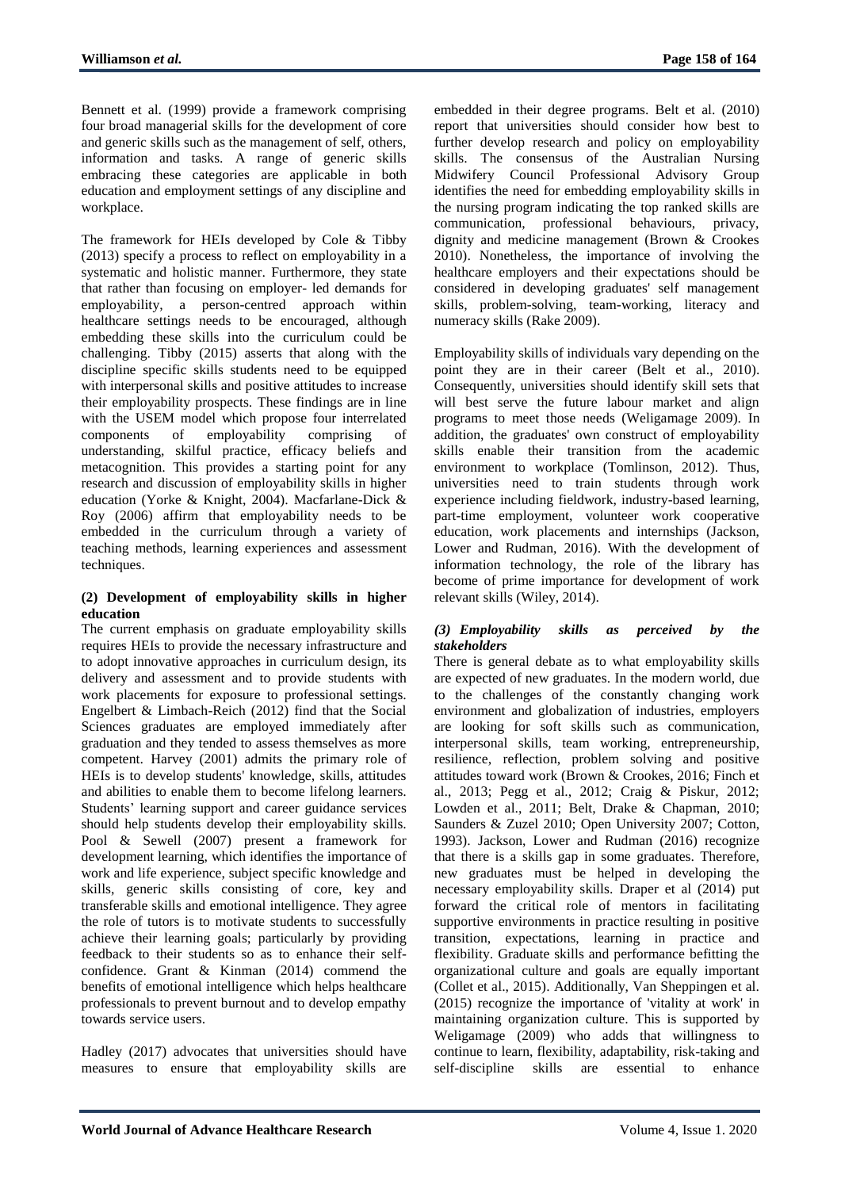Bennett et al. (1999) provide a framework comprising four broad managerial skills for the development of core and generic skills such as the management of self, others, information and tasks. A range of generic skills embracing these categories are applicable in both education and employment settings of any discipline and workplace.

The framework for HEIs developed by Cole & Tibby (2013) specify a process to reflect on employability in a systematic and holistic manner. Furthermore, they state that rather than focusing on employer- led demands for employability, a person-centred approach within healthcare settings needs to be encouraged, although embedding these skills into the curriculum could be challenging. Tibby (2015) asserts that along with the discipline specific skills students need to be equipped with interpersonal skills and positive attitudes to increase their employability prospects. These findings are in line with the USEM model which propose four interrelated components of employability comprising of understanding, skilful practice, efficacy beliefs and metacognition. This provides a starting point for any research and discussion of employability skills in higher education (Yorke & Knight, 2004). Macfarlane-Dick & Roy (2006) affirm that employability needs to be embedded in the curriculum through a variety of teaching methods, learning experiences and assessment techniques.

**(2) Development of employability skills in higher education**

The current emphasis on graduate employability skills requires HEIs to provide the necessary infrastructure and to adopt innovative approaches in curriculum design, its delivery and assessment and to provide students with work placements for exposure to professional settings. Engelbert & Limbach-Reich (2012) find that the Social Sciences graduates are employed immediately after graduation and they tended to assess themselves as more competent. Harvey (2001) admits the primary role of HEIs is to develop students' knowledge, skills, attitudes and abilities to enable them to become lifelong learners. Students' learning support and career guidance services should help students develop their employability skills. Pool & Sewell (2007) present a framework for development learning, which identifies the importance of work and life experience, subject specific knowledge and skills, generic skills consisting of core, key and transferable skills and emotional intelligence. They agree the role of tutors is to motivate students to successfully achieve their learning goals; particularly by providing feedback to their students so as to enhance their self-confidence. Grant & Kinman (2014) commend the benefits of emotional intelligence which helps healthcare professionals to prevent burnout and to develop empathy towards service users.

Hadley (2017) advocates that universities should have measures to ensure that employability skills are embedded in their degree programs. Belt et al. (2010) report that universities should consider how best to further develop research and policy on employability skills. The consensus of the Australian Nursing Midwifery Council Professional Advisory Group identifies the need for embedding employability skills in the nursing program indicating the top ranked skills are communication, professional behaviours, privacy, dignity and medicine management (Brown & Crookes 2010). Nonetheless, the importance of involving the healthcare employers and their expectations should be considered in developing graduates' self management skills, problem-solving, team-working, literacy and numeracy skills (Rake 2009).

Employability skills of individuals vary depending on the point they are in their career (Belt et al., 2010). Consequently, universities should identify skill sets that will best serve the future labour market and align programs to meet those needs (Weligamage 2009). In addition, the graduates' own construct of employability skills enable their transition from the academic environment to workplace (Tomlinson, 2012). Thus, universities need to train students through work experience including fieldwork, industry-based learning, part-time employment, volunteer work cooperative education, work placements and internships (Jackson, Lower and Rudman, 2016). With the development of information technology, the role of the library has become of prime importance for development of work relevant skills (Wiley, 2014).

***(3) Employability skills as perceived by the stakeholders***

There is general debate as to what employability skills are expected of new graduates. In the modern world, due to the challenges of the constantly changing work environment and globalization of industries, employers are looking for soft skills such as communication, interpersonal skills, team working, entrepreneurship, resilience, reflection, problem solving and positive attitudes toward work (Brown & Crookes, 2016; Finch et al., 2013; Pegg et al., 2012; Craig & Piskur, 2012; Lowden et al., 2011; Belt, Drake & Chapman, 2010; Saunders & Zuzel 2010; Open University 2007; Cotton, 1993). Jackson, Lower and Rudman (2016) recognize that there is a skills gap in some graduates. Therefore, new graduates must be helped in developing the necessary employability skills. Draper et al (2014) put forward the critical role of mentors in facilitating supportive environments in practice resulting in positive transition, expectations, learning in practice and flexibility. Graduate skills and performance befitting the organizational culture and goals are equally important (Collet et al., 2015). Additionally, Van Sheppingen et al. (2015) recognize the importance of 'vitality at work' in maintaining organization culture. This is supported by Weligamage (2009) who adds that willingness to continue to learn, flexibility, adaptability, risk-taking and self-discipline skills are essential to enhance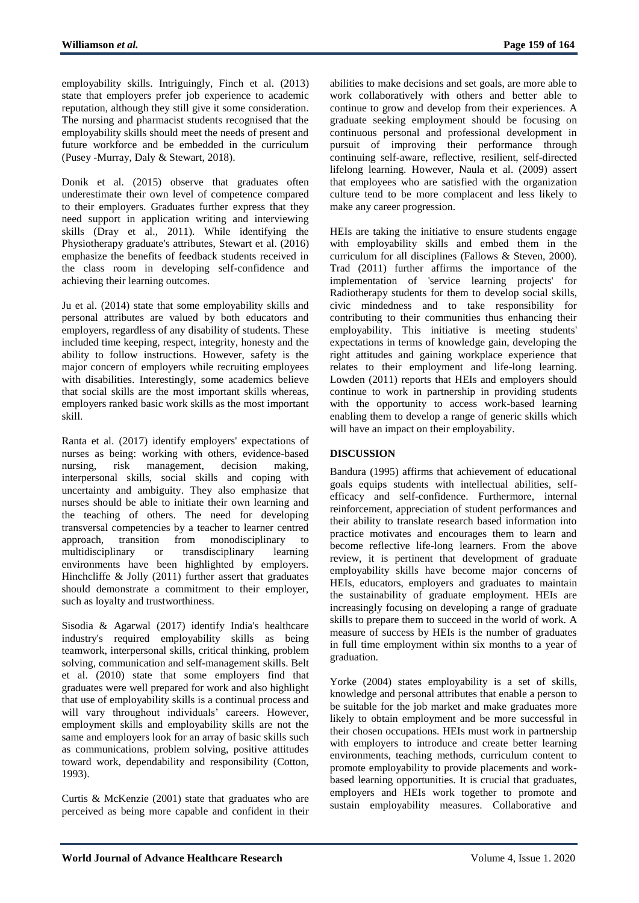employability skills. Intriguingly, Finch et al. (2013) state that employers prefer job experience to academic reputation, although they still give it some consideration. The nursing and pharmacist students recognised that the employability skills should meet the needs of present and future workforce and be embedded in the curriculum (Pusey -Murray, Daly & Stewart, 2018).

Donik et al. (2015) observe that graduates often underestimate their own level of competence compared to their employers. Graduates further express that they need support in application writing and interviewing skills (Dray et al., 2011). While identifying the Physiotherapy graduate's attributes, Stewart et al. (2016) emphasize the benefits of feedback students received in the class room in developing self-confidence and achieving their learning outcomes.

Ju et al. (2014) state that some employability skills and personal attributes are valued by both educators and employers, regardless of any disability of students. These included time keeping, respect, integrity, honesty and the ability to follow instructions. However, safety is the major concern of employers while recruiting employees with disabilities. Interestingly, some academics believe that social skills are the most important skills whereas, employers ranked basic work skills as the most important skill.

Ranta et al. (2017) identify employers' expectations of nurses as being: working with others, evidence-based nursing, risk management, decision making, interpersonal skills, social skills and coping with uncertainty and ambiguity. They also emphasize that nurses should be able to initiate their own learning and the teaching of others. The need for developing transversal competencies by a teacher to learner centred approach, transition from monodisciplinary to multidisciplinary or transdisciplinary learning environments have been highlighted by employers. Hinchcliffe & Jolly (2011) further assert that graduates should demonstrate a commitment to their employer, such as loyalty and trustworthiness.

Sisodia & Agarwal (2017) identify India's healthcare industry's required employability skills as being teamwork, interpersonal skills, critical thinking, problem solving, communication and self-management skills. Belt et al. (2010) state that some employers find that graduates were well prepared for work and also highlight that use of employability skills is a continual process and will vary throughout individuals' careers. However, employment skills and employability skills are not the same and employers look for an array of basic skills such as communications, problem solving, positive attitudes toward work, dependability and responsibility (Cotton, 1993).

Curtis & McKenzie (2001) state that graduates who are perceived as being more capable and confident in their abilities to make decisions and set goals, are more able to work collaboratively with others and better able to continue to grow and develop from their experiences. A graduate seeking employment should be focusing on continuous personal and professional development in pursuit of improving their performance through continuing self-aware, reflective, resilient, self-directed lifelong learning. However, Naula et al. (2009) assert that employees who are satisfied with the organization culture tend to be more complacent and less likely to make any career progression.

HEIs are taking the initiative to ensure students engage with employability skills and embed them in the curriculum for all disciplines (Fallows & Steven, 2000). Trad (2011) further affirms the importance of the implementation of 'service learning projects' for Radiotherapy students for them to develop social skills, civic mindedness and to take responsibility for contributing to their communities thus enhancing their employability. This initiative is meeting students' expectations in terms of knowledge gain, developing the right attitudes and gaining workplace experience that relates to their employment and life-long learning. Lowden (2011) reports that HEIs and employers should continue to work in partnership in providing students with the opportunity to access work-based learning enabling them to develop a range of generic skills which will have an impact on their employability.

## DISCUSSION

Bandura (1995) affirms that achievement of educational goals equips students with intellectual abilities, self-efficacy and self-confidence. Furthermore, internal reinforcement, appreciation of student performances and their ability to translate research based information into practice motivates and encourages them to learn and become reflective life-long learners. From the above review, it is pertinent that development of graduate employability skills have become major concerns of HEIs, educators, employers and graduates to maintain the sustainability of graduate employment. HEIs are increasingly focusing on developing a range of graduate skills to prepare them to succeed in the world of work. A measure of success by HEIs is the number of graduates in full time employment within six months to a year of graduation.

Yorke (2004) states employability is a set of skills, knowledge and personal attributes that enable a person to be suitable for the job market and make graduates more likely to obtain employment and be more successful in their chosen occupations. HEIs must work in partnership with employers to introduce and create better learning environments, teaching methods, curriculum content to promote employability to provide placements and work-based learning opportunities. It is crucial that graduates, employers and HEIs work together to promote and sustain employability measures. Collaborative and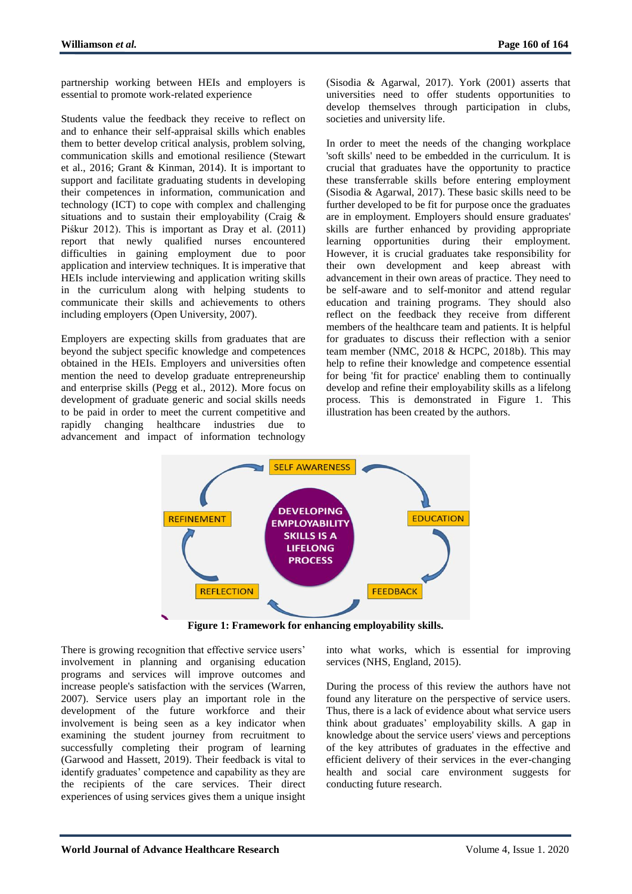partnership working between HEIs and employers is essential to promote work-related experience

Students value the feedback they receive to reflect on and to enhance their self-appraisal skills which enables them to better develop critical analysis, problem solving, communication skills and emotional resilience (Stewart et al., 2016; Grant & Kinman, 2014). It is important to support and facilitate graduating students in developing their competences in information, communication and technology (ICT) to cope with complex and challenging situations and to sustain their employability (Craig & Piśkur 2012). This is important as Dray et al. (2011) report that newly qualified nurses encountered difficulties in gaining employment due to poor application and interview techniques. It is imperative that HEIs include interviewing and application writing skills in the curriculum along with helping students to communicate their skills and achievements to others including employers (Open University, 2007).

Employers are expecting skills from graduates that are beyond the subject specific knowledge and competences obtained in the HEIs. Employers and universities often mention the need to develop graduate entrepreneurship and enterprise skills (Pegg et al., 2012). More focus on development of graduate generic and social skills needs to be paid in order to meet the current competitive and rapidly changing healthcare industries due to advancement and impact of information technology (Sisodia & Agarwal, 2017). York (2001) asserts that universities need to offer students opportunities to develop themselves through participation in clubs, societies and university life.

In order to meet the needs of the changing workplace 'soft skills' need to be embedded in the curriculum. It is crucial that graduates have the opportunity to practice these transferrable skills before entering employment (Sisodia & Agarwal, 2017). These basic skills need to be further developed to be fit for purpose once the graduates are in employment. Employers should ensure graduates' skills are further enhanced by providing appropriate learning opportunities during their employment. However, it is crucial graduates take responsibility for their own development and keep abreast with advancement in their own areas of practice. They need to be self-aware and to self-monitor and attend regular education and training programs. They should also reflect on the feedback they receive from different members of the healthcare team and patients. It is helpful for graduates to discuss their reflection with a senior team member (NMC, 2018 & HCPC, 2018b). This may help to refine their knowledge and competence essential for being 'fit for practice' enabling them to continually develop and refine their employability skills as a lifelong process. This is demonstrated in Figure 1. This illustration has been created by the authors.

**Figure 1: Framework for enhancing employability skills.**

There is growing recognition that effective service users' involvement in planning and organising education programs and services will improve outcomes and increase people's satisfaction with the services (Warren, 2007). Service users play an important role in the development of the future workforce and their involvement is being seen as a key indicator when examining the student journey from recruitment to successfully completing their program of learning (Garwood and Hassett, 2019). Their feedback is vital to identify graduates' competence and capability as they are the recipients of the care services. Their direct experiences of using services gives them a unique insight into what works, which is essential for improving services (NHS, England, 2015).

During the process of this review the authors have not found any literature on the perspective of service users. Thus, there is a lack of evidence about what service users think about graduates' employability skills. A gap in knowledge about the service users' views and perceptions of the key attributes of graduates in the effective and efficient delivery of their services in the ever-changing health and social care environment suggests for conducting future research.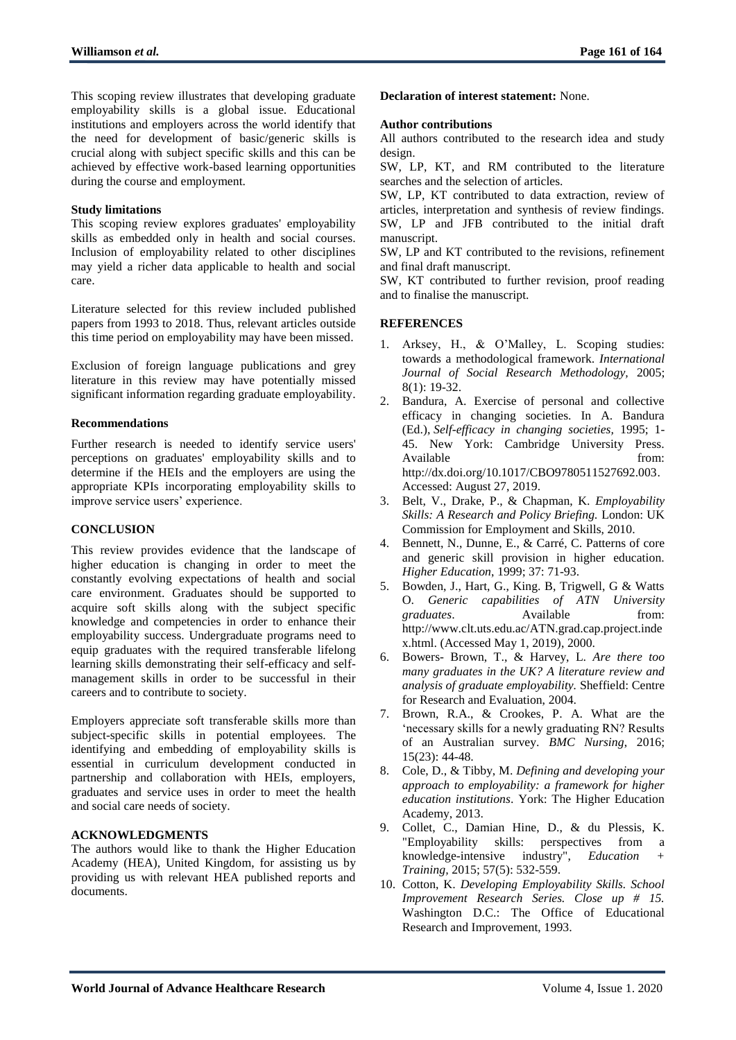This scoping review illustrates that developing graduate employability skills is a global issue. Educational institutions and employers across the world identify that the need for development of basic/generic skills is crucial along with subject specific skills and this can be achieved by effective work-based learning opportunities during the course and employment.

**Study limitations**

This scoping review explores graduates' employability skills as embedded only in health and social courses. Inclusion of employability related to other disciplines may yield a richer data applicable to health and social care.

Literature selected for this review included published papers from 1993 to 2018. Thus, relevant articles outside this time period on employability may have been missed.

Exclusion of foreign language publications and grey literature in this review may have potentially missed significant information regarding graduate employability.

**Recommendations**

Further research is needed to identify service users' perceptions on graduates' employability skills and to determine if the HEIs and the employers are using the appropriate KPIs incorporating employability skills to improve service users' experience.

## CONCLUSION

This review provides evidence that the landscape of higher education is changing in order to meet the constantly evolving expectations of health and social care environment. Graduates should be supported to acquire soft skills along with the subject specific knowledge and competencies in order to enhance their employability success. Undergraduate programs need to equip graduates with the required transferable lifelong learning skills demonstrating their self-efficacy and self-management skills in order to be successful in their careers and to contribute to society.

Employers appreciate soft transferable skills more than subject-specific skills in potential employees. The identifying and embedding of employability skills is essential in curriculum development conducted in partnership and collaboration with HEIs, employers, graduates and service uses in order to meet the health and social care needs of society.

## ACKNOWLEDGMENTS

The authors would like to thank the Higher Education Academy (HEA), United Kingdom, for assisting us by providing us with relevant HEA published reports and documents.

**Declaration of interest statement:** None.

**Author contributions**

All authors contributed to the research idea and study design.

SW, LP, KT, and RM contributed to the literature searches and the selection of articles.

SW, LP, KT contributed to data extraction, review of articles, interpretation and synthesis of review findings.

SW, LP and JFB contributed to the initial draft manuscript.

SW, LP and KT contributed to the revisions, refinement and final draft manuscript.

SW, KT contributed to further revision, proof reading and to finalise the manuscript.

## REFERENCES

1. Arksey, H., & O'Malley, L. Scoping studies: towards a methodological framework. *International Journal of Social Research Methodology,* 2005; 8(1): 19-32.
2. Bandura, A. Exercise of personal and collective efficacy in changing societies. In A. Bandura (Ed.), *Self-efficacy in changing societies,* 1995; 1-45. New York: Cambridge University Press. Available from: http://dx.doi.org/10.1017/CBO9780511527692.003. Accessed: August 27, 2019.
3. Belt, V., Drake, P., & Chapman, K. *Employability Skills: A Research and Policy Briefing.* London: UK Commission for Employment and Skills, 2010.
4. Bennett, N., Dunne, E., & Carré, C. Patterns of core and generic skill provision in higher education. *Higher Education*, 1999; 37: 71-93.
5. Bowden, J., Hart, G., King. B, Trigwell, G & Watts O. *Generic capabilities of ATN University graduates*. Available from: http://www.clt.uts.edu.ac/ATN.grad.cap.project.index.html. (Accessed May 1, 2019), 2000.
6. Bowers- Brown, T., & Harvey, L. *Are there too many graduates in the UK? A literature review and analysis of graduate employability.* Sheffield: Centre for Research and Evaluation, 2004.
7. Brown, R.A., & Crookes, P. A. What are the 'necessary skills for a newly graduating RN? Results of an Australian survey. *BMC Nursing,* 2016; 15(23): 44-48.
8. Cole, D., & Tibby, M. *Defining and developing your approach to employability: a framework for higher education institutions*. York: The Higher Education Academy, 2013.
9. Collet, C., Damian Hine, D., & du Plessis, K. "Employability skills: perspectives from a knowledge-intensive industry", *Education + Training,* 2015; 57(5): 532-559.
10. Cotton, K. *Developing Employability Skills. School Improvement Research Series. Close up # 15.* Washington D.C.: The Office of Educational Research and Improvement, 1993.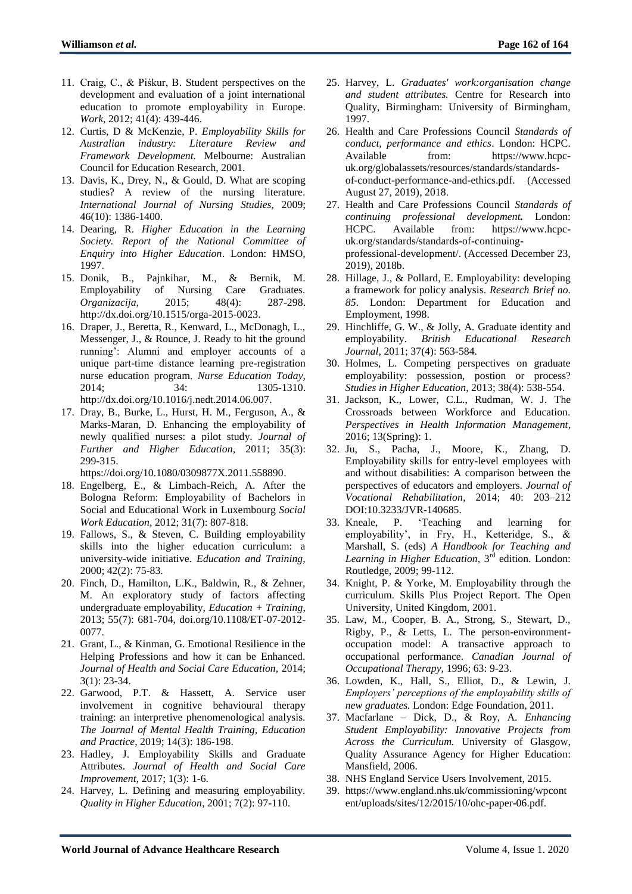11. Craig, C., & Piškur, B. Student perspectives on the development and evaluation of a joint international education to promote employability in Europe. *Work*, 2012; 41(4): 439-446.
12. Curtis, D & McKenzie, P. *Employability Skills for Australian industry: Literature Review and Framework Development.* Melbourne: Australian Council for Education Research, 2001.
13. Davis, K., Drey, N., & Gould, D. What are scoping studies? A review of the nursing literature. *International Journal of Nursing Studies,* 2009; 46(10): 1386-1400.
14. Dearing, R. *Higher Education in the Learning Society. Report of the National Committee of Enquiry into Higher Education*. London: HMSO, 1997.
15. Donik, B., Pajnkihar, M., & Bernik, M. Employability of Nursing Care Graduates. *Organizacija*, 2015; 48(4): 287-298. http://dx.doi.org/10.1515/orga-2015-0023.
16. Draper, J., Beretta, R., Kenward, L., McDonagh, L., Messenger, J., & Rounce, J. Ready to hit the ground running': Alumni and employer accounts of a unique part-time distance learning pre-registration nurse education program. *Nurse Education Today,* 2014; 34: 1305-1310. http://dx.doi.org/10.1016/j.nedt.2014.06.007.
17. Dray, B., Burke, L., Hurst, H. M., Ferguson, A., & Marks-Maran, D. Enhancing the employability of newly qualified nurses: a pilot study. *Journal of Further and Higher Education,* 2011; 35(3): 299-315. https://doi.org/10.1080/0309877X.2011.558890.
18. Engelberg, E., & Limbach-Reich, A. After the Bologna Reform: Employability of Bachelors in Social and Educational Work in Luxembourg *Social Work Education*, 2012; 31(7): 807-818.
19. Fallows, S., & Steven, C. Building employability skills into the higher education curriculum: a university-wide initiative. *Education and Training,* 2000; 42(2): 75-83.
20. Finch, D., Hamilton, L.K., Baldwin, R., & Zehner, M. An exploratory study of factors affecting undergraduate employability, *Education + Training*, 2013; 55(7): 681-704, doi.org/10.1108/ET-07-2012-0077.
21. Grant, L., & Kinman, G. Emotional Resilience in the Helping Professions and how it can be Enhanced. *Journal of Health and Social Care Education,* 2014; 3(1): 23-34.
22. Garwood, P.T. & Hassett, A. Service user involvement in cognitive behavioural therapy training: an interpretive phenomenological analysis. *The Journal of Mental Health Training, Education and Practice*, 2019; 14(3): 186-198.
23. Hadley, J. Employability Skills and Graduate Attributes. *Journal of Health and Social Care Improvement,* 2017; 1(3): 1-6.
24. Harvey, L. Defining and measuring employability. *Quality in Higher Education*, 2001; 7(2): 97-110.
25. Harvey, L. *Graduates' work:organisation change and student attributes.* Centre for Research into Quality, Birmingham: University of Birmingham, 1997.
26. Health and Care Professions Council *Standards of conduct, performance and ethics*. London: HCPC. Available from: https://www.hcpc-uk.org/globalassets/resources/standards/standards-of-conduct-performance-and-ethics.pdf. (Accessed August 27, 2019), 2018.
27. Health and Care Professions Council *Standards of continuing professional development.* London: HCPC. Available from: https://www.hcpc-uk.org/standards/standards-of-continuing-professional-development/. (Accessed December 23, 2019), 2018b.
28. Hillage, J., & Pollard, E. Employability: developing a framework for policy analysis. *Research Brief no. 85*. London: Department for Education and Employment, 1998.
29. Hinchliffe, G. W., & Jolly, A. Graduate identity and employability. *British Educational Research Journal,* 2011; 37(4): 563-584.
30. Holmes, L. Competing perspectives on graduate employability: possession, postion or process? *Studies in Higher Education,* 2013; 38(4): 538-554.
31. Jackson, K., Lower, C.L., Rudman, W. J. The Crossroads between Workforce and Education. *Perspectives in Health Information Management*, 2016; 13(Spring): 1.
32. Ju, S., Pacha, J., Moore, K., Zhang, D. Employability skills for entry-level employees with and without disabilities: A comparison between the perspectives of educators and employers. *Journal of Vocational Rehabilitation*, 2014; 40: 203–212 DOI:10.3233/JVR-140685.
33. Kneale, P. 'Teaching and learning for employability', in Fry, H., Ketteridge, S., & Marshall, S. (eds) *A Handbook for Teaching and Learning in Higher Education,* 3rd edition. London: Routledge, 2009; 99-112.
34. Knight, P. & Yorke, M. Employability through the curriculum. Skills Plus Project Report. The Open University, United Kingdom, 2001.
35. Law, M., Cooper, B. A., Strong, S., Stewart, D., Rigby, P., & Letts, L. The person-environment-occupation model: A transactive approach to occupational performance. *Canadian Journal of Occupational Therapy,* 1996; 63: 9-23.
36. Lowden, K., Hall, S., Elliot, D., & Lewin, J. *Employers' perceptions of the employability skills of new graduates.* London: Edge Foundation, 2011.
37. Macfarlane – Dick, D., & Roy, A. *Enhancing Student Employability: Innovative Projects from Across the Curriculum.* University of Glasgow, Quality Assurance Agency for Higher Education: Mansfield, 2006.
38. NHS England Service Users Involvement, 2015.
39. https://www.england.nhs.uk/commissioning/wpcontent/uploads/sites/12/2015/10/ohc-paper-06.pdf.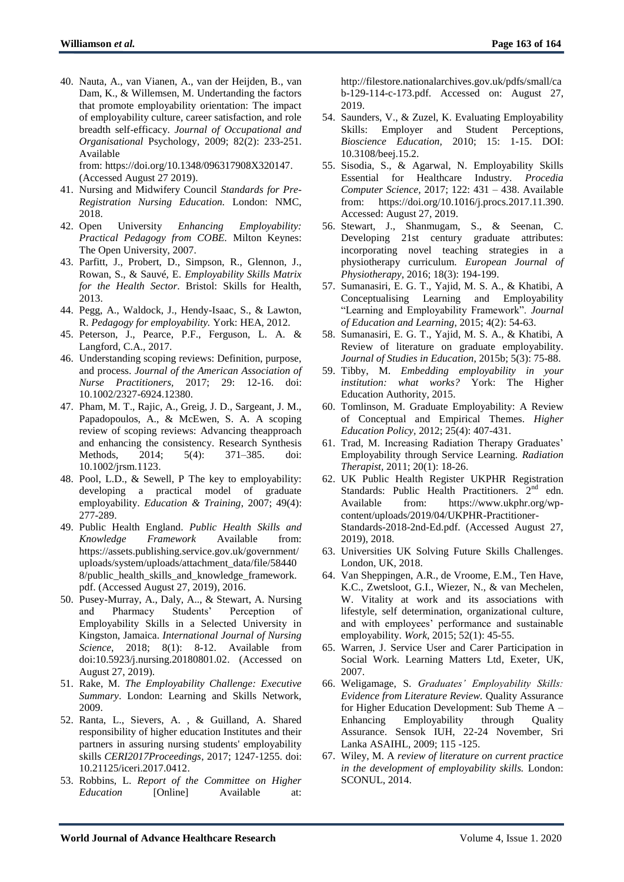40. Nauta, A., van Vianen, A., van der Heijden, B., van Dam, K., & Willemsen, M. Undertanding the factors that promote employability orientation: The impact of employability culture, career satisfaction, and role breadth self-efficacy. *Journal of Occupational and Organisational* Psychology, 2009; 82(2): 233-251. Available from: https://doi.org/10.1348/096317908X320147. (Accessed August 27 2019).
41. Nursing and Midwifery Council *Standards for Pre-Registration Nursing Education.* London: NMC, 2018.
42. Open University *Enhancing Employability: Practical Pedagogy from COBE.* Milton Keynes: The Open University, 2007.
43. Parfitt, J., Probert, D., Simpson, R., Glennon, J., Rowan, S., & Sauvé, E. *Employability Skills Matrix for the Health Sector*. Bristol: Skills for Health, 2013.
44. Pegg, A., Waldock, J., Hendy-Isaac, S., & Lawton, R. *Pedagogy for employability.* York: HEA, 2012.
45. Peterson, J., Pearce, P.F., Ferguson, L. A. & Langford, C.A., 2017.
46. Understanding scoping reviews: Definition, purpose, and process. *Journal of the American Association of Nurse Practitioners*, 2017; 29: 12-16. doi: 10.1002/2327-6924.12380.
47. Pham, M. T., Rajic, A., Greig, J. D., Sargeant, J. M., Papadopoulos, A., & McEwen, S. A. A scoping review of scoping reviews: Advancing theapproach and enhancing the consistency. Research Synthesis Methods, 2014; 5(4): 371–385. doi: 10.1002/jrsm.1123.
48. Pool, L.D., & Sewell, P The key to employability: developing a practical model of graduate employability. *Education & Training*, 2007; 49(4): 277-289.
49. Public Health England. *Public Health Skills and Knowledge Framework* Available from: https://assets.publishing.service.gov.uk/government/uploads/system/uploads/attachment_data/file/584408/public_health_skills_and_knowledge_framework.pdf. (Accessed August 27, 2019), 2016.
50. Pusey-Murray, A., Daly, A.., & Stewart, A. Nursing and Pharmacy Students' Perception of Employability Skills in a Selected University in Kingston, Jamaica. *International Journal of Nursing Science*, 2018; 8(1): 8-12. Available from doi:10.5923/j.nursing.20180801.02. (Accessed on August 27, 2019).
51. Rake, M. *The Employability Challenge: Executive Summary*. London: Learning and Skills Network, 2009.
52. Ranta, L., Sievers, A. , & Guilland, A. Shared responsibility of higher education Institutes and their partners in assuring nursing students' employability skills *CERI2017Proceedings*, 2017; 1247-1255. doi: 10.21125/iceri.2017.0412.
53. Robbins, L. *Report of the Committee on Higher Education* [Online] Available at: http://filestore.nationalarchives.gov.uk/pdfs/small/cab-129-114-c-173.pdf. Accessed on: August 27, 2019.
54. Saunders, V., & Zuzel, K. Evaluating Employability Skills: Employer and Student Perceptions, *Bioscience Education*, 2010; 15: 1-15. DOI: 10.3108/beej.15.2.
55. Sisodia, S., & Agarwal, N. Employability Skills Essential for Healthcare Industry. *Procedia Computer Science*, 2017; 122: 431 – 438. Available from: https://doi.org/10.1016/j.procs.2017.11.390. Accessed: August 27, 2019.
56. Stewart, J., Shanmugam, S., & Seenan, C. Developing 21st century graduate attributes: incorporating novel teaching strategies in a physiotherapy curriculum. *European Journal of Physiotherapy*, 2016; 18(3): 194-199.
57. Sumanasiri, E. G. T., Yajid, M. S. A., & Khatibi, A Conceptualising Learning and Employability "Learning and Employability Framework". *Journal of Education and Learning*, 2015; 4(2): 54-63.
58. Sumanasiri, E. G. T., Yajid, M. S. A., & Khatibi, A Review of literature on graduate employability. *Journal of Studies in Education*, 2015b; 5(3): 75-88.
59. Tibby, M. *Embedding employability in your institution: what works?* York: The Higher Education Authority, 2015.
60. Tomlinson, M. Graduate Employability: A Review of Conceptual and Empirical Themes. *Higher Education Policy*, 2012; 25(4): 407-431.
61. Trad, M. Increasing Radiation Therapy Graduates' Employability through Service Learning. *Radiation Therapist*, 2011; 20(1): 18-26.
62. UK Public Health Register UKPHR Registration Standards: Public Health Practitioners. 2nd edn. Available from: https://www.ukphr.org/wp-content/uploads/2019/04/UKPHR-Practitioner-Standards-2018-2nd-Ed.pdf. (Accessed August 27, 2019), 2018.
63. Universities UK Solving Future Skills Challenges. London, UK, 2018.
64. Van Sheppingen, A.R., de Vroome, E.M., Ten Have, K.C., Zwetsloot, G.I., Wiezer, N., & van Mechelen, W. Vitality at work and its associations with lifestyle, self determination, organizational culture, and with employees' performance and sustainable employability. *Work*, 2015; 52(1): 45-55.
65. Warren, J. Service User and Carer Participation in Social Work. Learning Matters Ltd, Exeter, UK, 2007.
66. Weligamage, S. *Graduates' Employability Skills: Evidence from Literature Review.* Quality Assurance for Higher Education Development: Sub Theme A – Enhancing Employability through Quality Assurance. Sensok IUH, 22-24 November, Sri Lanka ASAIHL, 2009; 115 -125.
67. Wiley, M. A *review of literature on current practice in the development of employability skills.* London: SCONUL, 2014.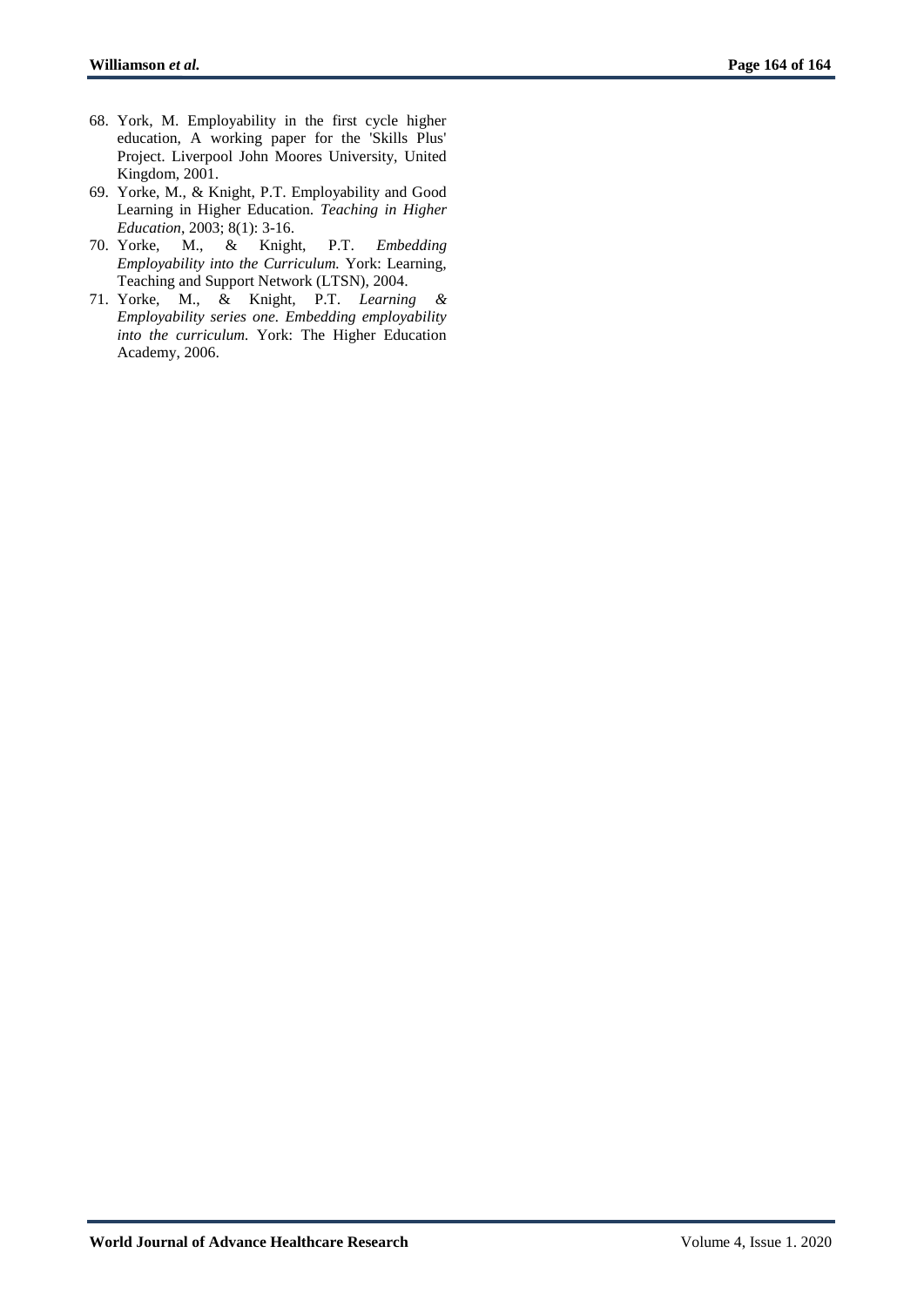68. York, M. Employability in the first cycle higher education, A working paper for the 'Skills Plus' Project. Liverpool John Moores University, United Kingdom, 2001.
69. Yorke, M., & Knight, P.T. Employability and Good Learning in Higher Education. *Teaching in Higher Education*, 2003; 8(1): 3-16.
70. Yorke, M., & Knight, P.T. *Embedding Employability into the Curriculum.* York: Learning, Teaching and Support Network (LTSN), 2004.
71. Yorke, M., & Knight, P.T. *Learning & Employability series one. Embedding employability into the curriculum.* York: The Higher Education Academy, 2006.